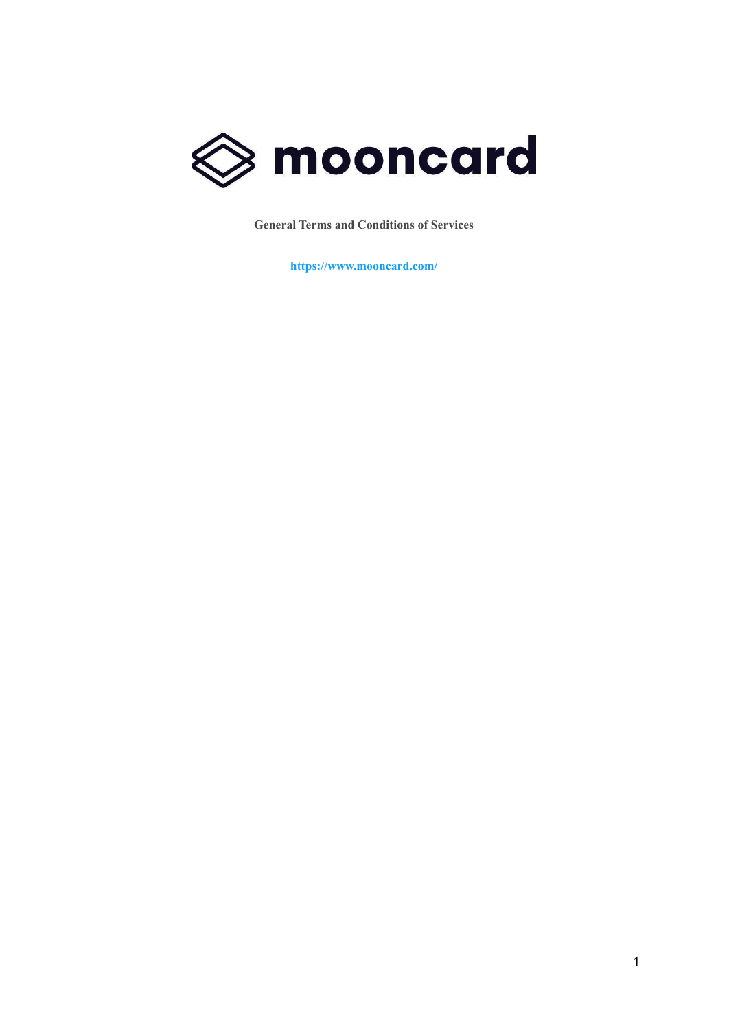# mooncard

**General Terms and Conditions of Services**

**https://www.mooncard.com/**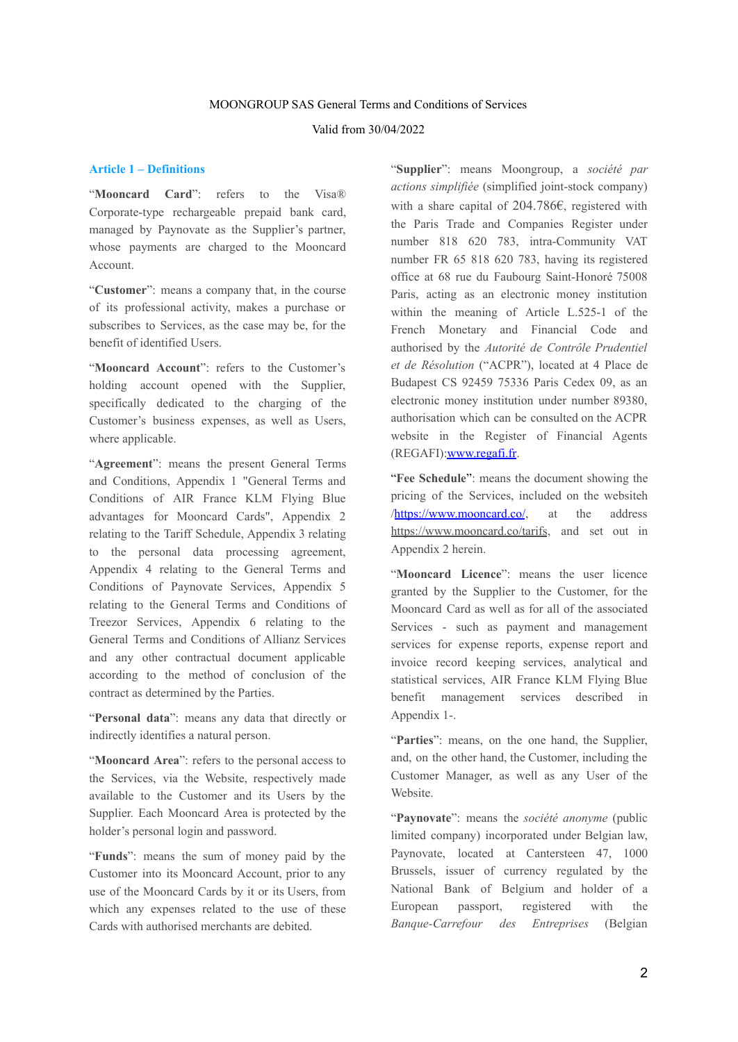MOONGROUP SAS General Terms and Conditions of Services

Valid from 30/04/2022

## Article 1 – Definitions

"**Mooncard Card**": refers to the Visa® Corporate-type rechargeable prepaid bank card, managed by Paynovate as the Supplier's partner, whose payments are charged to the Mooncard Account.

"**Customer**": means a company that, in the course of its professional activity, makes a purchase or subscribes to Services, as the case may be, for the benefit of identified Users.

"**Mooncard Account**": refers to the Customer's holding account opened with the Supplier, specifically dedicated to the charging of the Customer's business expenses, as well as Users, where applicable.

"**Agreement**": means the present General Terms and Conditions, Appendix 1 "General Terms and Conditions of AIR France KLM Flying Blue advantages for Mooncard Cards", Appendix 2 relating to the Tariff Schedule, Appendix 3 relating to the personal data processing agreement, Appendix 4 relating to the General Terms and Conditions of Paynovate Services, Appendix 5 relating to the General Terms and Conditions of Treezor Services, Appendix 6 relating to the General Terms and Conditions of Allianz Services and any other contractual document applicable according to the method of conclusion of the contract as determined by the Parties.

"**Personal data**": means any data that directly or indirectly identifies a natural person.

"**Mooncard Area**": refers to the personal access to the Services, via the Website, respectively made available to the Customer and its Users by the Supplier. Each Mooncard Area is protected by the holder's personal login and password.

"**Funds**": means the sum of money paid by the Customer into its Mooncard Account, prior to any use of the Mooncard Cards by it or its Users, from which any expenses related to the use of these Cards with authorised merchants are debited.

"**Supplier**": means Moongroup, a *société par actions simplifiée* (simplified joint-stock company) with a share capital of 204.786€, registered with the Paris Trade and Companies Register under number 818 620 783, intra-Community VAT number FR 65 818 620 783, having its registered office at 68 rue du Faubourg Saint-Honoré 75008 Paris, acting as an electronic money institution within the meaning of Article L.525-1 of the French Monetary and Financial Code and authorised by the *Autorité de Contrôle Prudentiel et de Résolution* ("ACPR"), located at 4 Place de Budapest CS 92459 75336 Paris Cedex 09, as an electronic money institution under number 89380, authorisation which can be consulted on the ACPR website in the Register of Financial Agents (REGAFI):www.regafi.fr.

"**Fee Schedule**": means the document showing the pricing of the Services, included on the websiteh /https://www.mooncard.co/, at the address https://www.mooncard.co/tarifs, and set out in Appendix 2 herein.

"**Mooncard Licence**": means the user licence granted by the Supplier to the Customer, for the Mooncard Card as well as for all of the associated Services - such as payment and management services for expense reports, expense report and invoice record keeping services, analytical and statistical services, AIR France KLM Flying Blue benefit management services described in Appendix 1-.

"**Parties**": means, on the one hand, the Supplier, and, on the other hand, the Customer, including the Customer Manager, as well as any User of the Website.

"**Paynovate**": means the *société anonyme* (public limited company) incorporated under Belgian law, Paynovate, located at Cantersteen 47, 1000 Brussels, issuer of currency regulated by the National Bank of Belgium and holder of a European passport, registered with the *Banque-Carrefour des Entreprises* (Belgian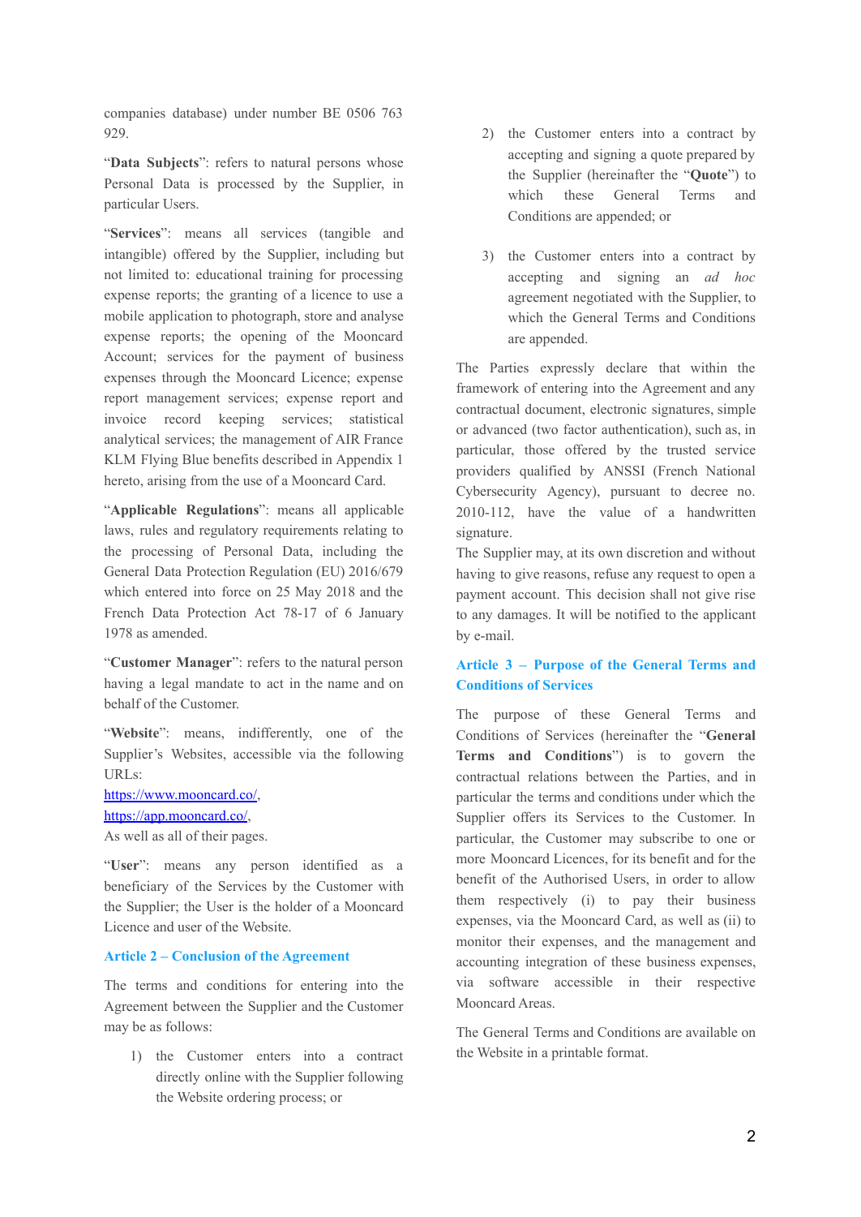companies database) under number BE 0506 763 929.

"**Data Subjects**": refers to natural persons whose Personal Data is processed by the Supplier, in particular Users.

"**Services**": means all services (tangible and intangible) offered by the Supplier, including but not limited to: educational training for processing expense reports; the granting of a licence to use a mobile application to photograph, store and analyse expense reports; the opening of the Mooncard Account; services for the payment of business expenses through the Mooncard Licence; expense report management services; expense report and invoice record keeping services; statistical analytical services; the management of AIR France KLM Flying Blue benefits described in Appendix 1 hereto, arising from the use of a Mooncard Card.

"**Applicable Regulations**": means all applicable laws, rules and regulatory requirements relating to the processing of Personal Data, including the General Data Protection Regulation (EU) 2016/679 which entered into force on 25 May 2018 and the French Data Protection Act 78-17 of 6 January 1978 as amended.

"**Customer Manager**": refers to the natural person having a legal mandate to act in the name and on behalf of the Customer.

"**Website**": means, indifferently, one of the Supplier's Websites, accessible via the following URLs:
[https://www.mooncard.co/](https://www.mooncard.co/),
[https://app.mooncard.co/](https://app.mooncard.co/),
As well as all of their pages.

"**User**": means any person identified as a beneficiary of the Services by the Customer with the Supplier; the User is the holder of a Mooncard Licence and user of the Website.

## Article 2 – Conclusion of the Agreement

The terms and conditions for entering into the Agreement between the Supplier and the Customer may be as follows:

1) the Customer enters into a contract directly online with the Supplier following the Website ordering process; or

2) the Customer enters into a contract by accepting and signing a quote prepared by the Supplier (hereinafter the "**Quote**") to which these General Terms and Conditions are appended; or

3) the Customer enters into a contract by accepting and signing an *ad hoc* agreement negotiated with the Supplier, to which the General Terms and Conditions are appended.

The Parties expressly declare that within the framework of entering into the Agreement and any contractual document, electronic signatures, simple or advanced (two factor authentication), such as, in particular, those offered by the trusted service providers qualified by ANSSI (French National Cybersecurity Agency), pursuant to decree no. 2010-112, have the value of a handwritten signature.
The Supplier may, at its own discretion and without having to give reasons, refuse any request to open a payment account. This decision shall not give rise to any damages. It will be notified to the applicant by e-mail.

## Article 3 – Purpose of the General Terms and Conditions of Services

The purpose of these General Terms and Conditions of Services (hereinafter the "**General Terms and Conditions**") is to govern the contractual relations between the Parties, and in particular the terms and conditions under which the Supplier offers its Services to the Customer. In particular, the Customer may subscribe to one or more Mooncard Licences, for its benefit and for the benefit of the Authorised Users, in order to allow them respectively (i) to pay their business expenses, via the Mooncard Card, as well as (ii) to monitor their expenses, and the management and accounting integration of these business expenses, via software accessible in their respective Mooncard Areas.

The General Terms and Conditions are available on the Website in a printable format.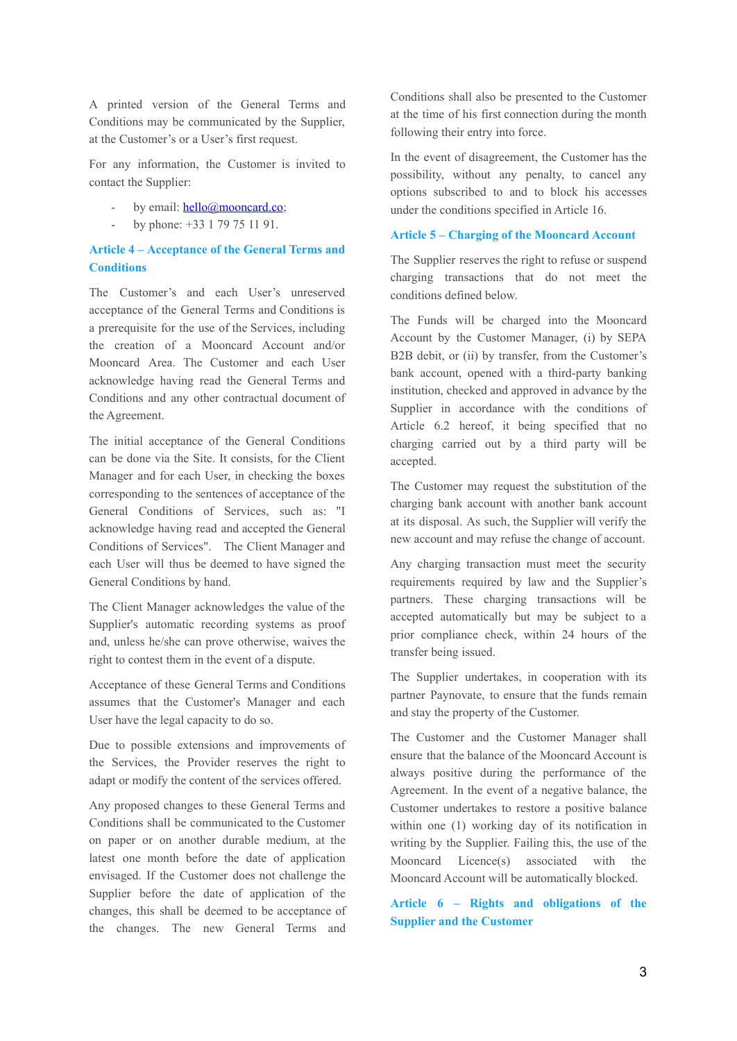A printed version of the General Terms and Conditions may be communicated by the Supplier, at the Customer's or a User's first request.

For any information, the Customer is invited to contact the Supplier:

- by email: [hello@mooncard.co](mailto:hello@mooncard.co);
- by phone: +33 1 79 75 11 91.

## Article 4 – Acceptance of the General Terms and Conditions

The Customer's and each User's unreserved acceptance of the General Terms and Conditions is a prerequisite for the use of the Services, including the creation of a Mooncard Account and/or Mooncard Area. The Customer and each User acknowledge having read the General Terms and Conditions and any other contractual document of the Agreement.

The initial acceptance of the General Conditions can be done via the Site. It consists, for the Client Manager and for each User, in checking the boxes corresponding to the sentences of acceptance of the General Conditions of Services, such as: "I acknowledge having read and accepted the General Conditions of Services". The Client Manager and each User will thus be deemed to have signed the General Conditions by hand.

The Client Manager acknowledges the value of the Supplier's automatic recording systems as proof and, unless he/she can prove otherwise, waives the right to contest them in the event of a dispute.

Acceptance of these General Terms and Conditions assumes that the Customer's Manager and each User have the legal capacity to do so.

Due to possible extensions and improvements of the Services, the Provider reserves the right to adapt or modify the content of the services offered.

Any proposed changes to these General Terms and Conditions shall be communicated to the Customer on paper or on another durable medium, at the latest one month before the date of application envisaged. If the Customer does not challenge the Supplier before the date of application of the changes, this shall be deemed to be acceptance of the changes. The new General Terms and Conditions shall also be presented to the Customer at the time of his first connection during the month following their entry into force.

In the event of disagreement, the Customer has the possibility, without any penalty, to cancel any options subscribed to and to block his accesses under the conditions specified in Article 16.

## Article 5 – Charging of the Mooncard Account

The Supplier reserves the right to refuse or suspend charging transactions that do not meet the conditions defined below.

The Funds will be charged into the Mooncard Account by the Customer Manager, (i) by SEPA B2B debit, or (ii) by transfer, from the Customer's bank account, opened with a third-party banking institution, checked and approved in advance by the Supplier in accordance with the conditions of Article 6.2 hereof, it being specified that no charging carried out by a third party will be accepted.

The Customer may request the substitution of the charging bank account with another bank account at its disposal. As such, the Supplier will verify the new account and may refuse the change of account.

Any charging transaction must meet the security requirements required by law and the Supplier's partners. These charging transactions will be accepted automatically but may be subject to a prior compliance check, within 24 hours of the transfer being issued.

The Supplier undertakes, in cooperation with its partner Paynovate, to ensure that the funds remain and stay the property of the Customer.

The Customer and the Customer Manager shall ensure that the balance of the Mooncard Account is always positive during the performance of the Agreement. In the event of a negative balance, the Customer undertakes to restore a positive balance within one (1) working day of its notification in writing by the Supplier. Failing this, the use of the Mooncard Licence(s) associated with the Mooncard Account will be automatically blocked.

## Article 6 – Rights and obligations of the Supplier and the Customer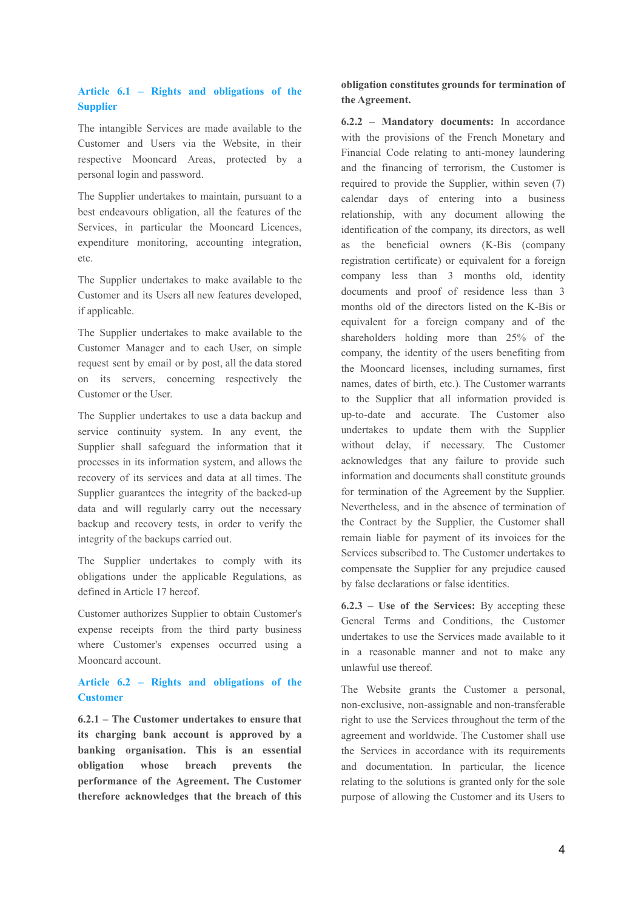### Article 6.1 – Rights and obligations of the Supplier

The intangible Services are made available to the Customer and Users via the Website, in their respective Mooncard Areas, protected by a personal login and password.

The Supplier undertakes to maintain, pursuant to a best endeavours obligation, all the features of the Services, in particular the Mooncard Licences, expenditure monitoring, accounting integration, etc.

The Supplier undertakes to make available to the Customer and its Users all new features developed, if applicable.

The Supplier undertakes to make available to the Customer Manager and to each User, on simple request sent by email or by post, all the data stored on its servers, concerning respectively the Customer or the User.

The Supplier undertakes to use a data backup and service continuity system. In any event, the Supplier shall safeguard the information that it processes in its information system, and allows the recovery of its services and data at all times. The Supplier guarantees the integrity of the backed-up data and will regularly carry out the necessary backup and recovery tests, in order to verify the integrity of the backups carried out.

The Supplier undertakes to comply with its obligations under the applicable Regulations, as defined in Article 17 hereof.

Customer authorizes Supplier to obtain Customer's expense receipts from the third party business where Customer's expenses occurred using a Mooncard account.

### Article 6.2 – Rights and obligations of the Customer

**6.2.1 – The Customer undertakes to ensure that its charging bank account is approved by a banking organisation. This is an essential obligation whose breach prevents the performance of the Agreement. The Customer therefore acknowledges that the breach of this obligation constitutes grounds for termination of the Agreement.**

**6.2.2 – Mandatory documents:** In accordance with the provisions of the French Monetary and Financial Code relating to anti-money laundering and the financing of terrorism, the Customer is required to provide the Supplier, within seven (7) calendar days of entering into a business relationship, with any document allowing the identification of the company, its directors, as well as the beneficial owners (K-Bis (company registration certificate) or equivalent for a foreign company less than 3 months old, identity documents and proof of residence less than 3 months old of the directors listed on the K-Bis or equivalent for a foreign company and of the shareholders holding more than 25% of the company, the identity of the users benefiting from the Mooncard licenses, including surnames, first names, dates of birth, etc.). The Customer warrants to the Supplier that all information provided is up-to-date and accurate. The Customer also undertakes to update them with the Supplier without delay, if necessary. The Customer acknowledges that any failure to provide such information and documents shall constitute grounds for termination of the Agreement by the Supplier. Nevertheless, and in the absence of termination of the Contract by the Supplier, the Customer shall remain liable for payment of its invoices for the Services subscribed to. The Customer undertakes to compensate the Supplier for any prejudice caused by false declarations or false identities.

**6.2.3 – Use of the Services:** By accepting these General Terms and Conditions, the Customer undertakes to use the Services made available to it in a reasonable manner and not to make any unlawful use thereof.

The Website grants the Customer a personal, non-exclusive, non-assignable and non-transferable right to use the Services throughout the term of the agreement and worldwide. The Customer shall use the Services in accordance with its requirements and documentation. In particular, the licence relating to the solutions is granted only for the sole purpose of allowing the Customer and its Users to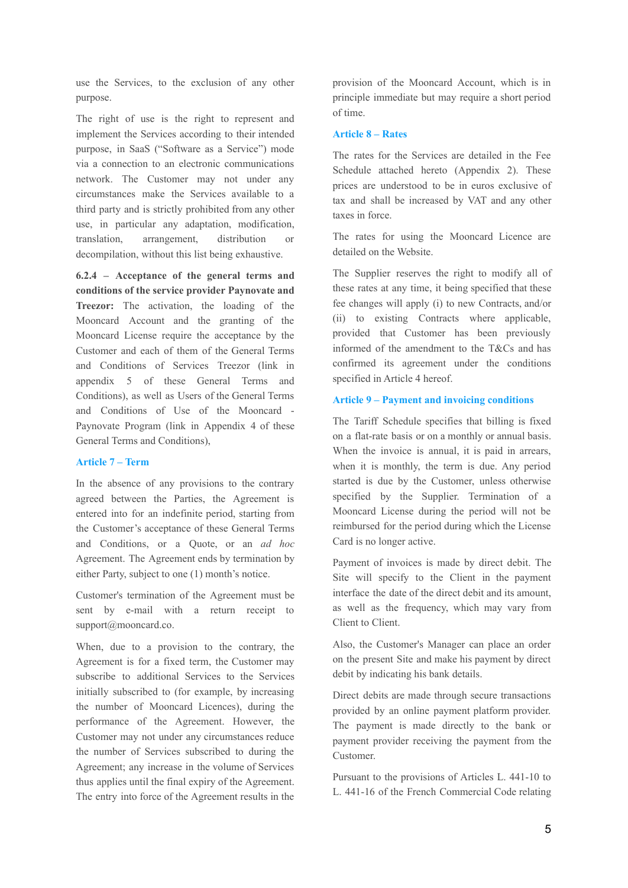use the Services, to the exclusion of any other purpose.

The right of use is the right to represent and implement the Services according to their intended purpose, in SaaS ("Software as a Service") mode via a connection to an electronic communications network. The Customer may not under any circumstances make the Services available to a third party and is strictly prohibited from any other use, in particular any adaptation, modification, translation, arrangement, distribution or decompilation, without this list being exhaustive.

**6.2.4 – Acceptance of the general terms and conditions of the service provider Paynovate and Treezor:** The activation, the loading of the Mooncard Account and the granting of the Mooncard License require the acceptance by the Customer and each of them of the General Terms and Conditions of Services Treezor (link in appendix 5 of these General Terms and Conditions), as well as Users of the General Terms and Conditions of Use of the Mooncard - Paynovate Program (link in Appendix 4 of these General Terms and Conditions),

## Article 7 – Term

In the absence of any provisions to the contrary agreed between the Parties, the Agreement is entered into for an indefinite period, starting from the Customer's acceptance of these General Terms and Conditions, or a Quote, or an *ad hoc* Agreement. The Agreement ends by termination by either Party, subject to one (1) month's notice.

Customer's termination of the Agreement must be sent by e-mail with a return receipt to support@mooncard.co.

When, due to a provision to the contrary, the Agreement is for a fixed term, the Customer may subscribe to additional Services to the Services initially subscribed to (for example, by increasing the number of Mooncard Licences), during the performance of the Agreement. However, the Customer may not under any circumstances reduce the number of Services subscribed to during the Agreement; any increase in the volume of Services thus applies until the final expiry of the Agreement. The entry into force of the Agreement results in the provision of the Mooncard Account, which is in principle immediate but may require a short period of time.

## Article 8 – Rates

The rates for the Services are detailed in the Fee Schedule attached hereto (Appendix 2). These prices are understood to be in euros exclusive of tax and shall be increased by VAT and any other taxes in force.

The rates for using the Mooncard Licence are detailed on the Website.

The Supplier reserves the right to modify all of these rates at any time, it being specified that these fee changes will apply (i) to new Contracts, and/or (ii) to existing Contracts where applicable, provided that Customer has been previously informed of the amendment to the T&Cs and has confirmed its agreement under the conditions specified in Article 4 hereof.

## Article 9 – Payment and invoicing conditions

The Tariff Schedule specifies that billing is fixed on a flat-rate basis or on a monthly or annual basis. When the invoice is annual, it is paid in arrears, when it is monthly, the term is due. Any period started is due by the Customer, unless otherwise specified by the Supplier. Termination of a Mooncard License during the period will not be reimbursed for the period during which the License Card is no longer active.

Payment of invoices is made by direct debit. The Site will specify to the Client in the payment interface the date of the direct debit and its amount, as well as the frequency, which may vary from Client to Client.

Also, the Customer's Manager can place an order on the present Site and make his payment by direct debit by indicating his bank details.

Direct debits are made through secure transactions provided by an online payment platform provider. The payment is made directly to the bank or payment provider receiving the payment from the Customer.

Pursuant to the provisions of Articles L. 441-10 to L. 441-16 of the French Commercial Code relating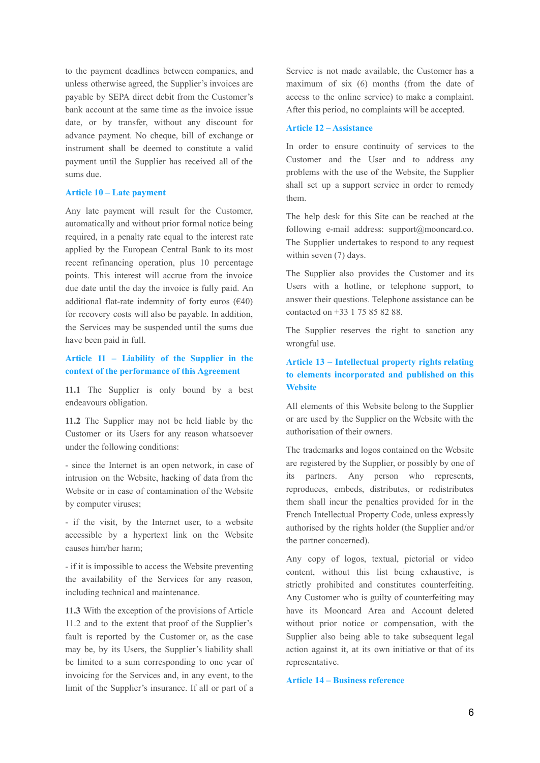to the payment deadlines between companies, and unless otherwise agreed, the Supplier's invoices are payable by SEPA direct debit from the Customer's bank account at the same time as the invoice issue date, or by transfer, without any discount for advance payment. No cheque, bill of exchange or instrument shall be deemed to constitute a valid payment until the Supplier has received all of the sums due.

## Article 10 – Late payment

Any late payment will result for the Customer, automatically and without prior formal notice being required, in a penalty rate equal to the interest rate applied by the European Central Bank to its most recent refinancing operation, plus 10 percentage points. This interest will accrue from the invoice due date until the day the invoice is fully paid. An additional flat-rate indemnity of forty euros (€40) for recovery costs will also be payable. In addition, the Services may be suspended until the sums due have been paid in full.

## Article 11 – Liability of the Supplier in the context of the performance of this Agreement

**11.1** The Supplier is only bound by a best endeavours obligation.

**11.2** The Supplier may not be held liable by the Customer or its Users for any reason whatsoever under the following conditions:

- since the Internet is an open network, in case of intrusion on the Website, hacking of data from the Website or in case of contamination of the Website by computer viruses;

- if the visit, by the Internet user, to a website accessible by a hypertext link on the Website causes him/her harm;

- if it is impossible to access the Website preventing the availability of the Services for any reason, including technical and maintenance.

**11.3** With the exception of the provisions of Article 11.2 and to the extent that proof of the Supplier's fault is reported by the Customer or, as the case may be, by its Users, the Supplier's liability shall be limited to a sum corresponding to one year of invoicing for the Services and, in any event, to the limit of the Supplier's insurance. If all or part of a Service is not made available, the Customer has a maximum of six (6) months (from the date of access to the online service) to make a complaint. After this period, no complaints will be accepted.

## Article 12 – Assistance

In order to ensure continuity of services to the Customer and the User and to address any problems with the use of the Website, the Supplier shall set up a support service in order to remedy them.

The help desk for this Site can be reached at the following e-mail address: support@mooncard.co. The Supplier undertakes to respond to any request within seven (7) days.

The Supplier also provides the Customer and its Users with a hotline, or telephone support, to answer their questions. Telephone assistance can be contacted on +33 1 75 85 82 88.

The Supplier reserves the right to sanction any wrongful use.

## Article 13 – Intellectual property rights relating to elements incorporated and published on this Website

All elements of this Website belong to the Supplier or are used by the Supplier on the Website with the authorisation of their owners.

The trademarks and logos contained on the Website are registered by the Supplier, or possibly by one of its partners. Any person who represents, reproduces, embeds, distributes, or redistributes them shall incur the penalties provided for in the French Intellectual Property Code, unless expressly authorised by the rights holder (the Supplier and/or the partner concerned).

Any copy of logos, textual, pictorial or video content, without this list being exhaustive, is strictly prohibited and constitutes counterfeiting. Any Customer who is guilty of counterfeiting may have its Mooncard Area and Account deleted without prior notice or compensation, with the Supplier also being able to take subsequent legal action against it, at its own initiative or that of its representative.

## Article 14 – Business reference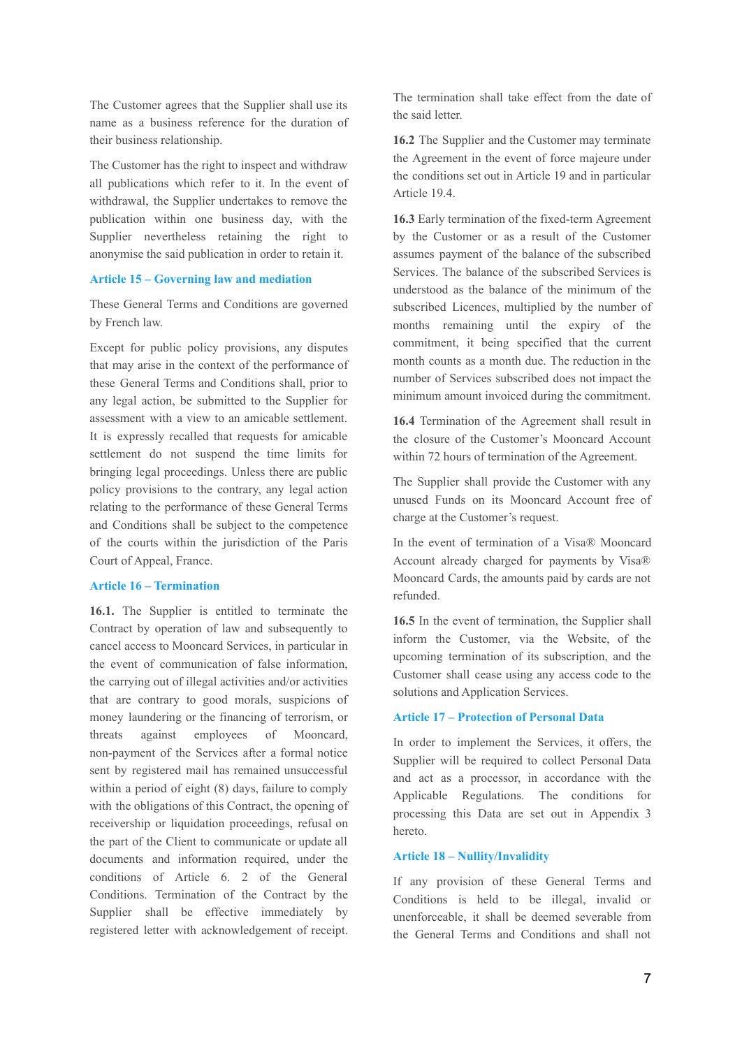The Customer agrees that the Supplier shall use its name as a business reference for the duration of their business relationship.

The Customer has the right to inspect and withdraw all publications which refer to it. In the event of withdrawal, the Supplier undertakes to remove the publication within one business day, with the Supplier nevertheless retaining the right to anonymise the said publication in order to retain it.

## Article 15 – Governing law and mediation

These General Terms and Conditions are governed by French law.

Except for public policy provisions, any disputes that may arise in the context of the performance of these General Terms and Conditions shall, prior to any legal action, be submitted to the Supplier for assessment with a view to an amicable settlement. It is expressly recalled that requests for amicable settlement do not suspend the time limits for bringing legal proceedings. Unless there are public policy provisions to the contrary, any legal action relating to the performance of these General Terms and Conditions shall be subject to the competence of the courts within the jurisdiction of the Paris Court of Appeal, France.

## Article 16 – Termination

**16.1.** The Supplier is entitled to terminate the Contract by operation of law and subsequently to cancel access to Mooncard Services, in particular in the event of communication of false information, the carrying out of illegal activities and/or activities that are contrary to good morals, suspicions of money laundering or the financing of terrorism, or threats against employees of Mooncard, non-payment of the Services after a formal notice sent by registered mail has remained unsuccessful within a period of eight (8) days, failure to comply with the obligations of this Contract, the opening of receivership or liquidation proceedings, refusal on the part of the Client to communicate or update all documents and information required, under the conditions of Article 6. 2 of the General Conditions. Termination of the Contract by the Supplier shall be effective immediately by registered letter with acknowledgement of receipt. The termination shall take effect from the date of the said letter.

**16.2** The Supplier and the Customer may terminate the Agreement in the event of force majeure under the conditions set out in Article 19 and in particular Article 19.4.

**16.3** Early termination of the fixed-term Agreement by the Customer or as a result of the Customer assumes payment of the balance of the subscribed Services. The balance of the subscribed Services is understood as the balance of the minimum of the subscribed Licences, multiplied by the number of months remaining until the expiry of the commitment, it being specified that the current month counts as a month due. The reduction in the number of Services subscribed does not impact the minimum amount invoiced during the commitment.

**16.4** Termination of the Agreement shall result in the closure of the Customer's Mooncard Account within 72 hours of termination of the Agreement.

The Supplier shall provide the Customer with any unused Funds on its Mooncard Account free of charge at the Customer's request.

In the event of termination of a Visa® Mooncard Account already charged for payments by Visa® Mooncard Cards, the amounts paid by cards are not refunded.

**16.5** In the event of termination, the Supplier shall inform the Customer, via the Website, of the upcoming termination of its subscription, and the Customer shall cease using any access code to the solutions and Application Services.

## Article 17 – Protection of Personal Data

In order to implement the Services, it offers, the Supplier will be required to collect Personal Data and act as a processor, in accordance with the Applicable Regulations. The conditions for processing this Data are set out in Appendix 3 hereto.

## Article 18 – Nullity/Invalidity

If any provision of these General Terms and Conditions is held to be illegal, invalid or unenforceable, it shall be deemed severable from the General Terms and Conditions and shall not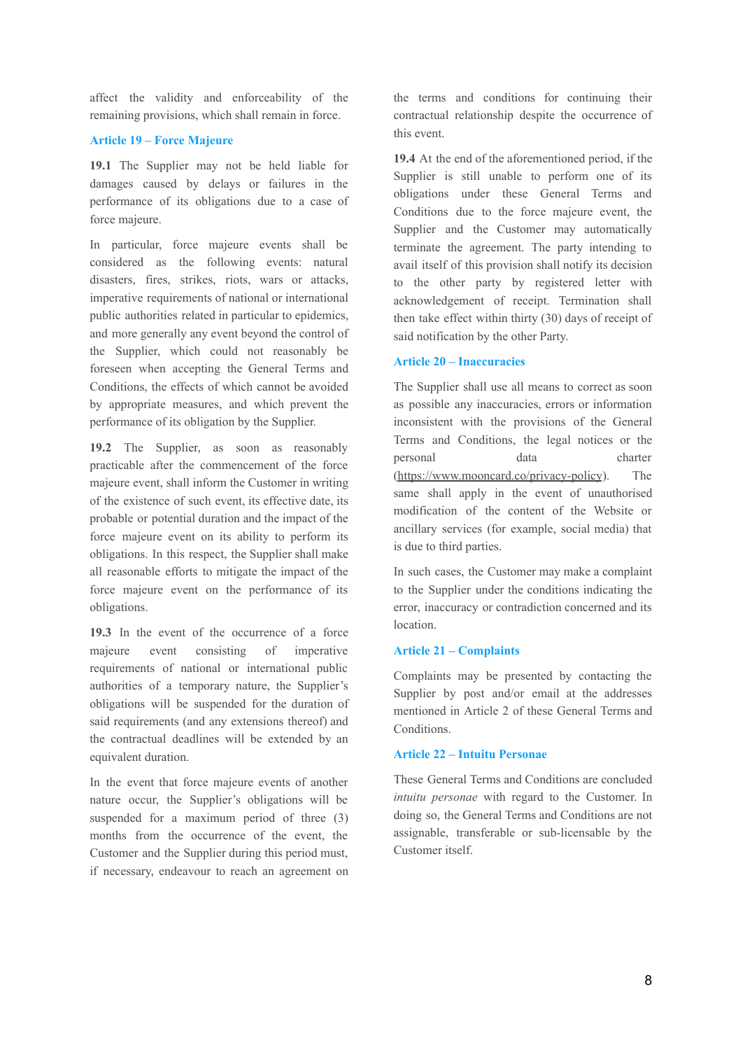affect the validity and enforceability of the remaining provisions, which shall remain in force.

### Article 19 – Force Majeure

**19.1** The Supplier may not be held liable for damages caused by delays or failures in the performance of its obligations due to a case of force majeure.

In particular, force majeure events shall be considered as the following events: natural disasters, fires, strikes, riots, wars or attacks, imperative requirements of national or international public authorities related in particular to epidemics, and more generally any event beyond the control of the Supplier, which could not reasonably be foreseen when accepting the General Terms and Conditions, the effects of which cannot be avoided by appropriate measures, and which prevent the performance of its obligation by the Supplier.

**19.2** The Supplier, as soon as reasonably practicable after the commencement of the force majeure event, shall inform the Customer in writing of the existence of such event, its effective date, its probable or potential duration and the impact of the force majeure event on its ability to perform its obligations. In this respect, the Supplier shall make all reasonable efforts to mitigate the impact of the force majeure event on the performance of its obligations.

**19.3** In the event of the occurrence of a force majeure event consisting of imperative requirements of national or international public authorities of a temporary nature, the Supplier's obligations will be suspended for the duration of said requirements (and any extensions thereof) and the contractual deadlines will be extended by an equivalent duration.

In the event that force majeure events of another nature occur, the Supplier's obligations will be suspended for a maximum period of three (3) months from the occurrence of the event, the Customer and the Supplier during this period must, if necessary, endeavour to reach an agreement on the terms and conditions for continuing their contractual relationship despite the occurrence of this event.

**19.4** At the end of the aforementioned period, if the Supplier is still unable to perform one of its obligations under these General Terms and Conditions due to the force majeure event, the Supplier and the Customer may automatically terminate the agreement. The party intending to avail itself of this provision shall notify its decision to the other party by registered letter with acknowledgement of receipt. Termination shall then take effect within thirty (30) days of receipt of said notification by the other Party.

### Article 20 – Inaccuracies

The Supplier shall use all means to correct as soon as possible any inaccuracies, errors or information inconsistent with the provisions of the General Terms and Conditions, the legal notices or the personal data charter (https://www.mooncard.co/privacy-policy). The same shall apply in the event of unauthorised modification of the content of the Website or ancillary services (for example, social media) that is due to third parties.

In such cases, the Customer may make a complaint to the Supplier under the conditions indicating the error, inaccuracy or contradiction concerned and its location.

### Article 21 – Complaints

Complaints may be presented by contacting the Supplier by post and/or email at the addresses mentioned in Article 2 of these General Terms and Conditions.

### Article 22 – Intuitu Personae

These General Terms and Conditions are concluded *intuitu personae* with regard to the Customer. In doing so, the General Terms and Conditions are not assignable, transferable or sub-licensable by the Customer itself.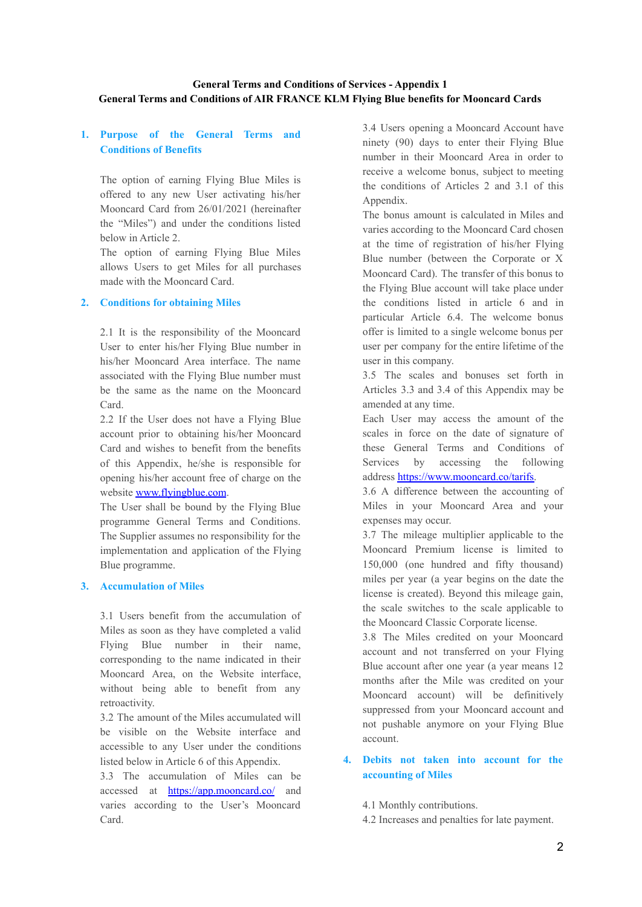**General Terms and Conditions of Services - Appendix 1**
**General Terms and Conditions of AIR FRANCE KLM Flying Blue benefits for Mooncard Cards**

## 1. Purpose of the General Terms and Conditions of Benefits

The option of earning Flying Blue Miles is offered to any new User activating his/her Mooncard Card from 26/01/2021 (hereinafter the "Miles") and under the conditions listed below in Article 2.

The option of earning Flying Blue Miles allows Users to get Miles for all purchases made with the Mooncard Card.

## 2. Conditions for obtaining Miles

2.1 It is the responsibility of the Mooncard User to enter his/her Flying Blue number in his/her Mooncard Area interface. The name associated with the Flying Blue number must be the same as the name on the Mooncard Card.

2.2 If the User does not have a Flying Blue account prior to obtaining his/her Mooncard Card and wishes to benefit from the benefits of this Appendix, he/she is responsible for opening his/her account free of charge on the website [www.flyingblue.com](www.flyingblue.com).

The User shall be bound by the Flying Blue programme General Terms and Conditions. The Supplier assumes no responsibility for the implementation and application of the Flying Blue programme.

## 3. Accumulation of Miles

3.1 Users benefit from the accumulation of Miles as soon as they have completed a valid Flying Blue number in their name, corresponding to the name indicated in their Mooncard Area, on the Website interface, without being able to benefit from any retroactivity.

3.2 The amount of the Miles accumulated will be visible on the Website interface and accessible to any User under the conditions listed below in Article 6 of this Appendix.

3.3 The accumulation of Miles can be accessed at [https://app.mooncard.co/](https://app.mooncard.co/) and varies according to the User's Mooncard Card.

3.4 Users opening a Mooncard Account have ninety (90) days to enter their Flying Blue number in their Mooncard Area in order to receive a welcome bonus, subject to meeting the conditions of Articles 2 and 3.1 of this Appendix.

The bonus amount is calculated in Miles and varies according to the Mooncard Card chosen at the time of registration of his/her Flying Blue number (between the Corporate or X Mooncard Card). The transfer of this bonus to the Flying Blue account will take place under the conditions listed in article 6 and in particular Article 6.4. The welcome bonus offer is limited to a single welcome bonus per user per company for the entire lifetime of the user in this company.

3.5 The scales and bonuses set forth in Articles 3.3 and 3.4 of this Appendix may be amended at any time.

Each User may access the amount of the scales in force on the date of signature of these General Terms and Conditions of Services by accessing the following address [https://www.mooncard.co/tarifs](https://www.mooncard.co/tarifs).

3.6 A difference between the accounting of Miles in your Mooncard Area and your expenses may occur.

3.7 The mileage multiplier applicable to the Mooncard Premium license is limited to 150,000 (one hundred and fifty thousand) miles per year (a year begins on the date the license is created). Beyond this mileage gain, the scale switches to the scale applicable to the Mooncard Classic Corporate license.

3.8 The Miles credited on your Mooncard account and not transferred on your Flying Blue account after one year (a year means 12 months after the Mile was credited on your Mooncard account) will be definitively suppressed from your Mooncard account and not pushable anymore on your Flying Blue account.

## 4. Debits not taken into account for the accounting of Miles

4.1 Monthly contributions.

4.2 Increases and penalties for late payment.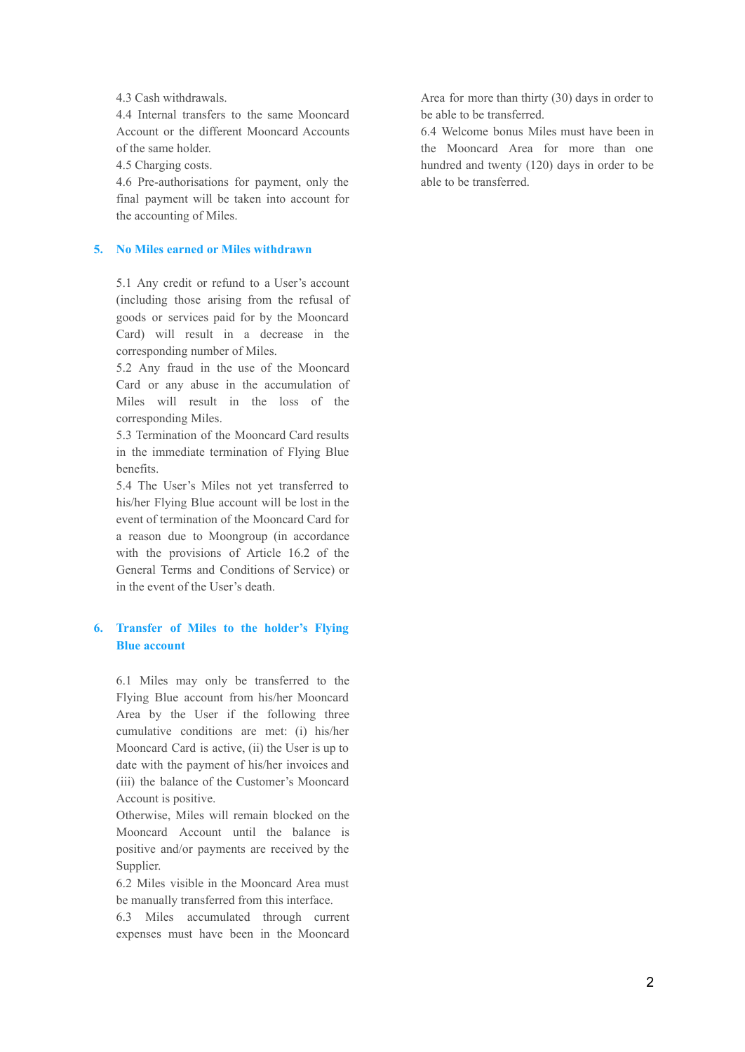4.3 Cash withdrawals.

4.4 Internal transfers to the same Mooncard Account or the different Mooncard Accounts of the same holder.

4.5 Charging costs.

4.6 Pre-authorisations for payment, only the final payment will be taken into account for the accounting of Miles.

## 5. No Miles earned or Miles withdrawn

5.1 Any credit or refund to a User's account (including those arising from the refusal of goods or services paid for by the Mooncard Card) will result in a decrease in the corresponding number of Miles.

5.2 Any fraud in the use of the Mooncard Card or any abuse in the accumulation of Miles will result in the loss of the corresponding Miles.

5.3 Termination of the Mooncard Card results in the immediate termination of Flying Blue benefits.

5.4 The User's Miles not yet transferred to his/her Flying Blue account will be lost in the event of termination of the Mooncard Card for a reason due to Moongroup (in accordance with the provisions of Article 16.2 of the General Terms and Conditions of Service) or in the event of the User's death.

## 6. Transfer of Miles to the holder's Flying Blue account

6.1 Miles may only be transferred to the Flying Blue account from his/her Mooncard Area by the User if the following three cumulative conditions are met: (i) his/her Mooncard Card is active, (ii) the User is up to date with the payment of his/her invoices and (iii) the balance of the Customer's Mooncard Account is positive.

Otherwise, Miles will remain blocked on the Mooncard Account until the balance is positive and/or payments are received by the Supplier.

6.2 Miles visible in the Mooncard Area must be manually transferred from this interface.

6.3 Miles accumulated through current expenses must have been in the Mooncard Area for more than thirty (30) days in order to be able to be transferred.

6.4 Welcome bonus Miles must have been in the Mooncard Area for more than one hundred and twenty (120) days in order to be able to be transferred.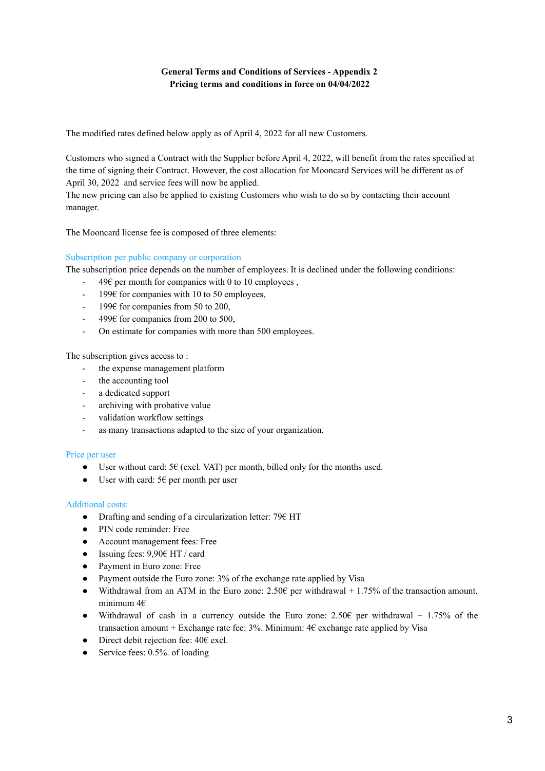**General Terms and Conditions of Services - Appendix 2**
**Pricing terms and conditions in force on 04/04/2022**

The modified rates defined below apply as of April 4, 2022 for all new Customers.

Customers who signed a Contract with the Supplier before April 4, 2022, will benefit from the rates specified at the time of signing their Contract. However, the cost allocation for Mooncard Services will be different as of April 30, 2022 and service fees will now be applied.
The new pricing can also be applied to existing Customers who wish to do so by contacting their account manager.

The Mooncard license fee is composed of three elements:

### Subscription per public company or corporation

The subscription price depends on the number of employees. It is declined under the following conditions:

- 49€ per month for companies with 0 to 10 employees ,
- 199€ for companies with 10 to 50 employees,
- 199€ for companies from 50 to 200,
- 499€ for companies from 200 to 500,
- On estimate for companies with more than 500 employees.

The subscription gives access to :

- the expense management platform
- the accounting tool
- a dedicated support
- archiving with probative value
- validation workflow settings
- as many transactions adapted to the size of your organization.

### Price per user

- User without card: 5€ (excl. VAT) per month, billed only for the months used.
- User with card: 5€ per month per user

### Additional costs:

- Drafting and sending of a circularization letter: 79€ HT
- PIN code reminder: Free
- Account management fees: Free
- Issuing fees: 9,90€ HT / card
- Payment in Euro zone: Free
- Payment outside the Euro zone: 3% of the exchange rate applied by Visa
- Withdrawal from an ATM in the Euro zone: 2.50€ per withdrawal + 1.75% of the transaction amount, minimum 4€
- Withdrawal of cash in a currency outside the Euro zone: 2.50€ per withdrawal + 1.75% of the transaction amount + Exchange rate fee: 3%. Minimum: 4€ exchange rate applied by Visa
- Direct debit rejection fee: 40€ excl.
- Service fees: 0.5%. of loading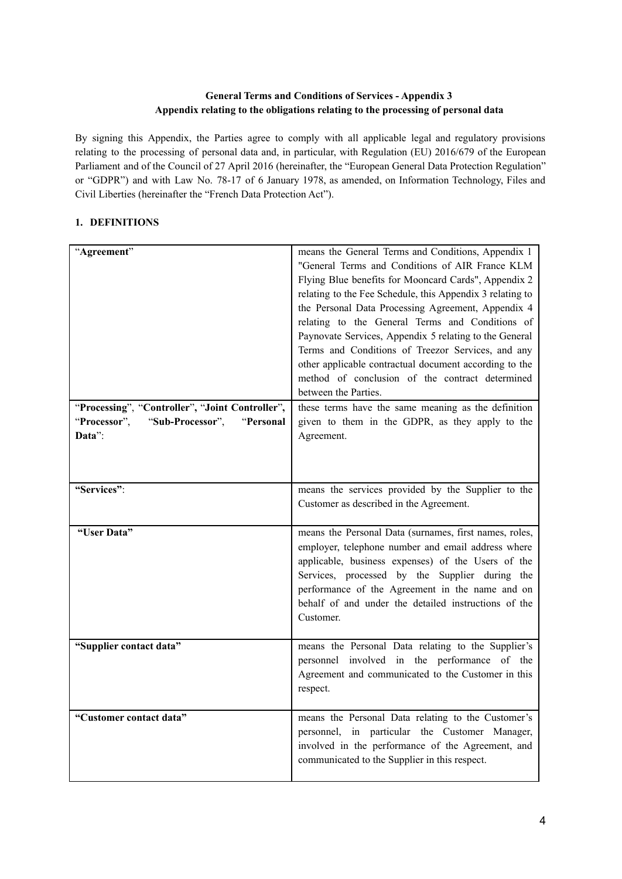**General Terms and Conditions of Services - Appendix 3**
**Appendix relating to the obligations relating to the processing of personal data**

By signing this Appendix, the Parties agree to comply with all applicable legal and regulatory provisions relating to the processing of personal data and, in particular, with Regulation (EU) 2016/679 of the European Parliament and of the Council of 27 April 2016 (hereinafter, the "European General Data Protection Regulation" or "GDPR") and with Law No. 78-17 of 6 January 1978, as amended, on Information Technology, Files and Civil Liberties (hereinafter the "French Data Protection Act").

## 1. DEFINITIONS

| | |
|---|---|
| "**Agreement**" | means the General Terms and Conditions, Appendix 1 "General Terms and Conditions of AIR France KLM Flying Blue benefits for Mooncard Cards", Appendix 2 relating to the Fee Schedule, this Appendix 3 relating to the Personal Data Processing Agreement, Appendix 4 relating to the General Terms and Conditions of Paynovate Services, Appendix 5 relating to the General Terms and Conditions of Treezor Services, and any other applicable contractual document according to the method of conclusion of the contract determined between the Parties. |
| "**Processing**", "**Controller**", "**Joint Controller**", "**Processor**", "**Sub-Processor**", "**Personal Data**": | these terms have the same meaning as the definition given to them in the GDPR, as they apply to the Agreement. |
| **"Services"**: | means the services provided by the Supplier to the Customer as described in the Agreement. |
| **"User Data"** | means the Personal Data (surnames, first names, roles, employer, telephone number and email address where applicable, business expenses) of the Users of the Services, processed by the Supplier during the performance of the Agreement in the name and on behalf of and under the detailed instructions of the Customer. |
| **"Supplier contact data"** | means the Personal Data relating to the Supplier's personnel involved in the performance of the Agreement and communicated to the Customer in this respect. |
| **"Customer contact data"** | means the Personal Data relating to the Customer's personnel, in particular the Customer Manager, involved in the performance of the Agreement, and communicated to the Supplier in this respect. |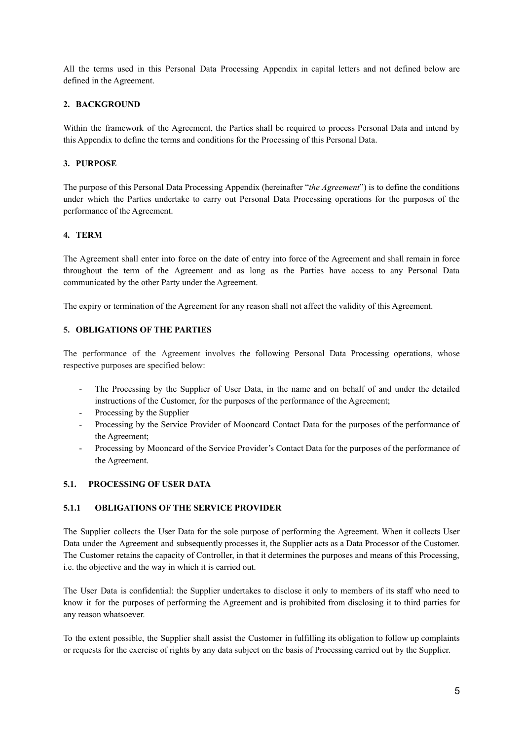All the terms used in this Personal Data Processing Appendix in capital letters and not defined below are defined in the Agreement.

## 2. BACKGROUND

Within the framework of the Agreement, the Parties shall be required to process Personal Data and intend by this Appendix to define the terms and conditions for the Processing of this Personal Data.

## 3. PURPOSE

The purpose of this Personal Data Processing Appendix (hereinafter "*the Agreement*") is to define the conditions under which the Parties undertake to carry out Personal Data Processing operations for the purposes of the performance of the Agreement.

## 4. TERM

The Agreement shall enter into force on the date of entry into force of the Agreement and shall remain in force throughout the term of the Agreement and as long as the Parties have access to any Personal Data communicated by the other Party under the Agreement.

The expiry or termination of the Agreement for any reason shall not affect the validity of this Agreement.

## 5. OBLIGATIONS OF THE PARTIES

The performance of the Agreement involves the following Personal Data Processing operations, whose respective purposes are specified below:

- The Processing by the Supplier of User Data, in the name and on behalf of and under the detailed instructions of the Customer, for the purposes of the performance of the Agreement;
- Processing by the Supplier
- Processing by the Service Provider of Mooncard Contact Data for the purposes of the performance of the Agreement;
- Processing by Mooncard of the Service Provider's Contact Data for the purposes of the performance of the Agreement.

### 5.1. PROCESSING OF USER DATA

#### 5.1.1 OBLIGATIONS OF THE SERVICE PROVIDER

The Supplier collects the User Data for the sole purpose of performing the Agreement. When it collects User Data under the Agreement and subsequently processes it, the Supplier acts as a Data Processor of the Customer. The Customer retains the capacity of Controller, in that it determines the purposes and means of this Processing, i.e. the objective and the way in which it is carried out.

The User Data is confidential: the Supplier undertakes to disclose it only to members of its staff who need to know it for the purposes of performing the Agreement and is prohibited from disclosing it to third parties for any reason whatsoever.

To the extent possible, the Supplier shall assist the Customer in fulfilling its obligation to follow up complaints or requests for the exercise of rights by any data subject on the basis of Processing carried out by the Supplier.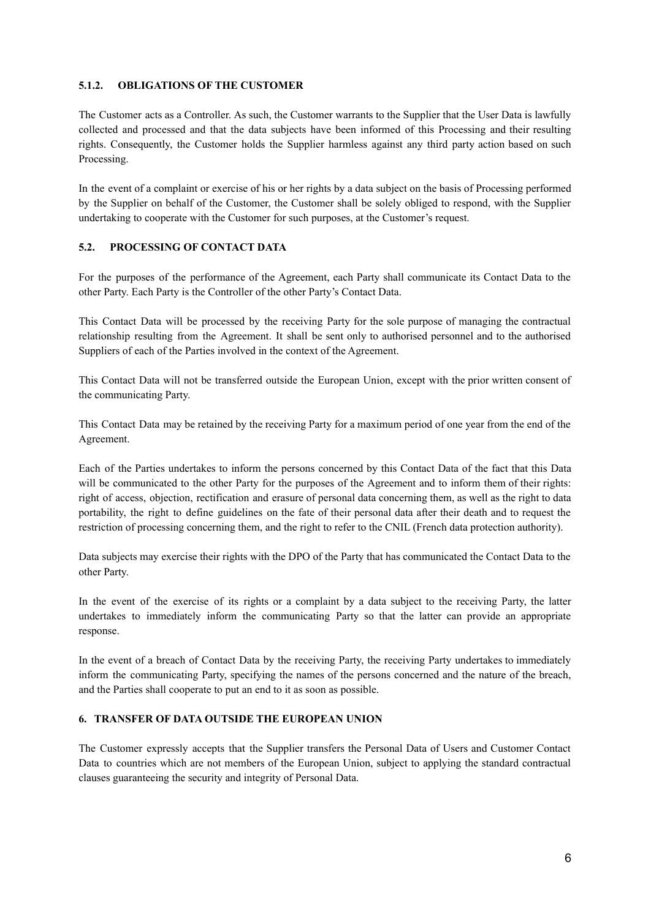#### 5.1.2. OBLIGATIONS OF THE CUSTOMER

The Customer acts as a Controller. As such, the Customer warrants to the Supplier that the User Data is lawfully collected and processed and that the data subjects have been informed of this Processing and their resulting rights. Consequently, the Customer holds the Supplier harmless against any third party action based on such Processing.

In the event of a complaint or exercise of his or her rights by a data subject on the basis of Processing performed by the Supplier on behalf of the Customer, the Customer shall be solely obliged to respond, with the Supplier undertaking to cooperate with the Customer for such purposes, at the Customer's request.

### 5.2. PROCESSING OF CONTACT DATA

For the purposes of the performance of the Agreement, each Party shall communicate its Contact Data to the other Party. Each Party is the Controller of the other Party's Contact Data.

This Contact Data will be processed by the receiving Party for the sole purpose of managing the contractual relationship resulting from the Agreement. It shall be sent only to authorised personnel and to the authorised Suppliers of each of the Parties involved in the context of the Agreement.

This Contact Data will not be transferred outside the European Union, except with the prior written consent of the communicating Party.

This Contact Data may be retained by the receiving Party for a maximum period of one year from the end of the Agreement.

Each of the Parties undertakes to inform the persons concerned by this Contact Data of the fact that this Data will be communicated to the other Party for the purposes of the Agreement and to inform them of their rights: right of access, objection, rectification and erasure of personal data concerning them, as well as the right to data portability, the right to define guidelines on the fate of their personal data after their death and to request the restriction of processing concerning them, and the right to refer to the CNIL (French data protection authority).

Data subjects may exercise their rights with the DPO of the Party that has communicated the Contact Data to the other Party.

In the event of the exercise of its rights or a complaint by a data subject to the receiving Party, the latter undertakes to immediately inform the communicating Party so that the latter can provide an appropriate response.

In the event of a breach of Contact Data by the receiving Party, the receiving Party undertakes to immediately inform the communicating Party, specifying the names of the persons concerned and the nature of the breach, and the Parties shall cooperate to put an end to it as soon as possible.

## 6. TRANSFER OF DATA OUTSIDE THE EUROPEAN UNION

The Customer expressly accepts that the Supplier transfers the Personal Data of Users and Customer Contact Data to countries which are not members of the European Union, subject to applying the standard contractual clauses guaranteeing the security and integrity of Personal Data.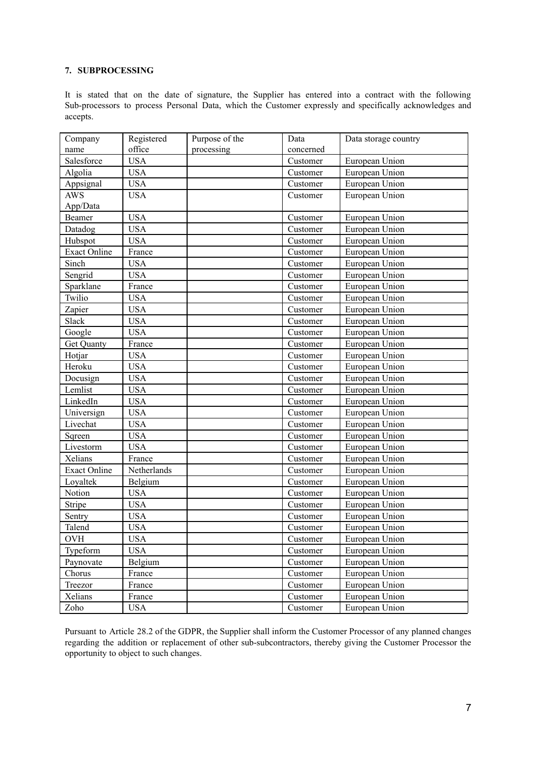**7. SUBPROCESSING**

It is stated that on the date of signature, the Supplier has entered into a contract with the following Sub-processors to process Personal Data, which the Customer expressly and specifically acknowledges and accepts.

| Company name | Registered office | Purpose of the processing | Data concerned | Data storage country |
|---|---|---|---|---|
| Salesforce | USA | | Customer | European Union |
| Algolia | USA | | Customer | European Union |
| Appsignal | USA | | Customer | European Union |
| AWS App/Data | USA | | Customer | European Union |
| Beamer | USA | | Customer | European Union |
| Datadog | USA | | Customer | European Union |
| Hubspot | USA | | Customer | European Union |
| Exact Online | France | | Customer | European Union |
| Sinch | USA | | Customer | European Union |
| Sengrid | USA | | Customer | European Union |
| Sparklane | France | | Customer | European Union |
| Twilio | USA | | Customer | European Union |
| Zapier | USA | | Customer | European Union |
| Slack | USA | | Customer | European Union |
| Google | USA | | Customer | European Union |
| Get Quanty | France | | Customer | European Union |
| Hotjar | USA | | Customer | European Union |
| Heroku | USA | | Customer | European Union |
| Docusign | USA | | Customer | European Union |
| Lemlist | USA | | Customer | European Union |
| LinkedIn | USA | | Customer | European Union |
| Universign | USA | | Customer | European Union |
| Livechat | USA | | Customer | European Union |
| Sqreen | USA | | Customer | European Union |
| Livestorm | USA | | Customer | European Union |
| Xelians | France | | Customer | European Union |
| Exact Online | Netherlands | | Customer | European Union |
| Loyaltek | Belgium | | Customer | European Union |
| Notion | USA | | Customer | European Union |
| Stripe | USA | | Customer | European Union |
| Sentry | USA | | Customer | European Union |
| Talend | USA | | Customer | European Union |
| OVH | USA | | Customer | European Union |
| Typeform | USA | | Customer | European Union |
| Paynovate | Belgium | | Customer | European Union |
| Chorus | France | | Customer | European Union |
| Treezor | France | | Customer | European Union |
| Xelians | France | | Customer | European Union |
| Zoho | USA | | Customer | European Union |

Pursuant to Article 28.2 of the GDPR, the Supplier shall inform the Customer Processor of any planned changes regarding the addition or replacement of other sub-subcontractors, thereby giving the Customer Processor the opportunity to object to such changes.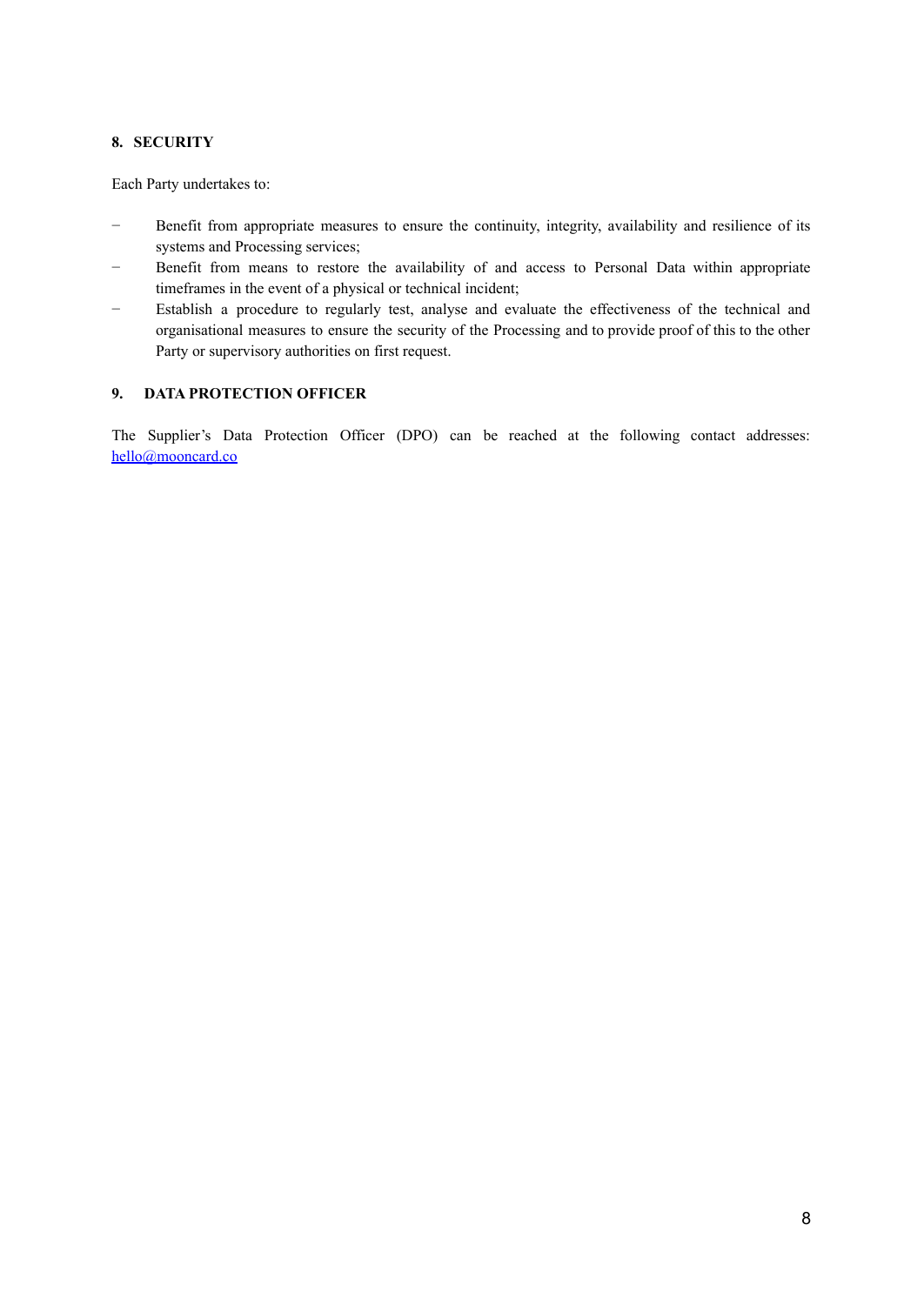## 8. SECURITY

Each Party undertakes to:

- Benefit from appropriate measures to ensure the continuity, integrity, availability and resilience of its systems and Processing services;
- Benefit from means to restore the availability of and access to Personal Data within appropriate timeframes in the event of a physical or technical incident;
- Establish a procedure to regularly test, analyse and evaluate the effectiveness of the technical and organisational measures to ensure the security of the Processing and to provide proof of this to the other Party or supervisory authorities on first request.

## 9. DATA PROTECTION OFFICER

The Supplier's Data Protection Officer (DPO) can be reached at the following contact addresses: [hello@mooncard.co](mailto:hello@mooncard.co)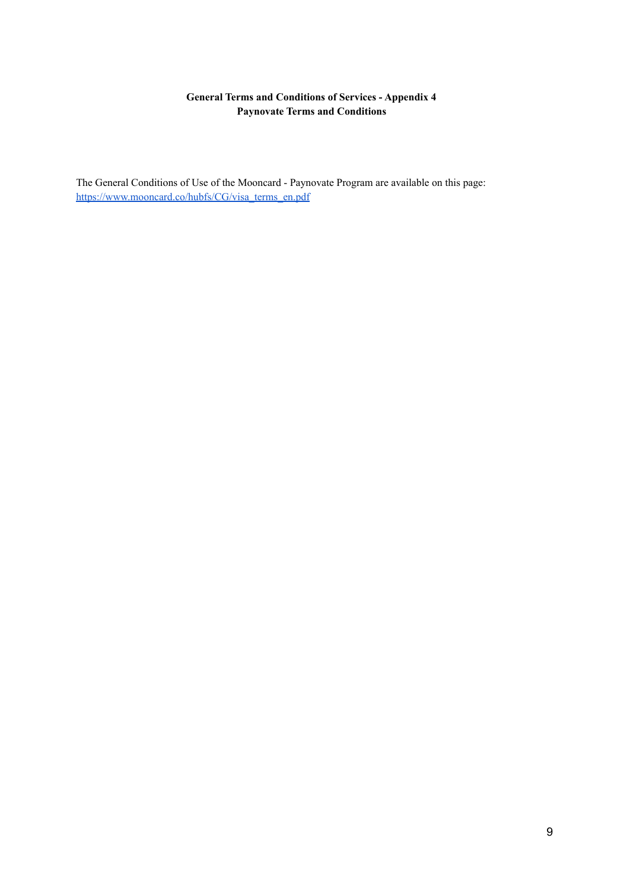**General Terms and Conditions of Services - Appendix 4**
**Paynovate Terms and Conditions**

The General Conditions of Use of the Mooncard - Paynovate Program are available on this page: [https://www.mooncard.co/hubfs/CG/visa_terms_en.pdf](https://www.mooncard.co/hubfs/CG/visa_terms_en.pdf)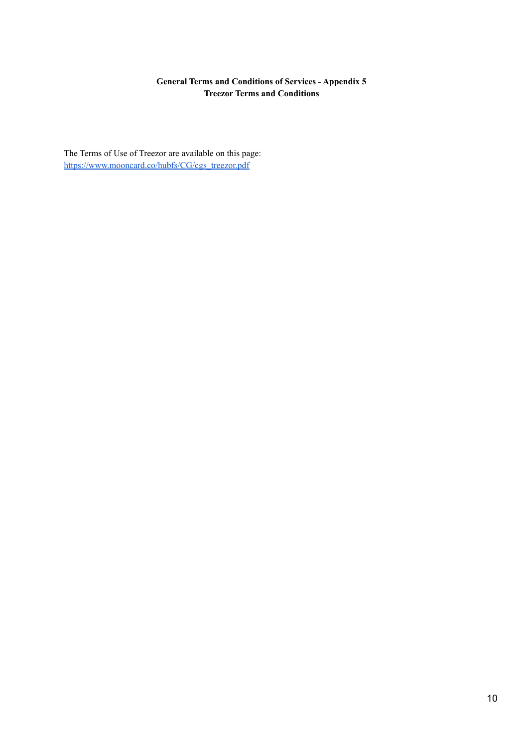**General Terms and Conditions of Services - Appendix 5**
**Treezor Terms and Conditions**

The Terms of Use of Treezor are available on this page:
[https://www.mooncard.co/hubfs/CG/cgs_treezor.pdf](https://www.mooncard.co/hubfs/CG/cgs_treezor.pdf)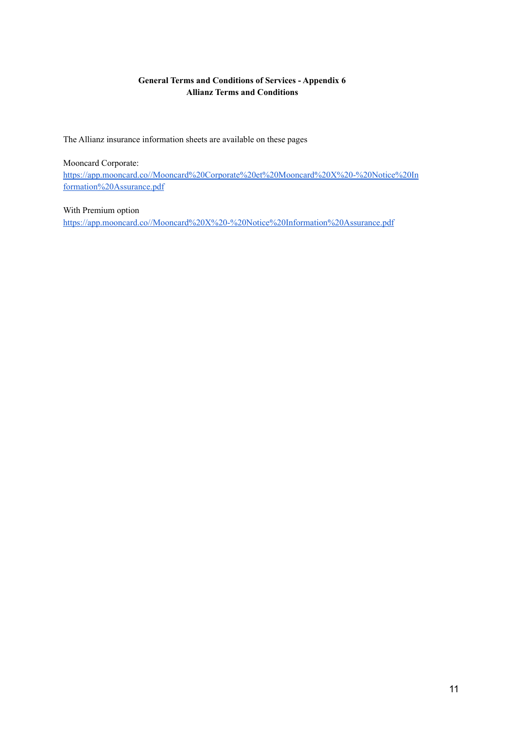**General Terms and Conditions of Services - Appendix 6**
**Allianz Terms and Conditions**

The Allianz insurance information sheets are available on these pages

Mooncard Corporate:
https://app.mooncard.co//Mooncard%20Corporate%20et%20Mooncard%20X%20-%20Notice%20Information%20Assurance.pdf

With Premium option
https://app.mooncard.co//Mooncard%20X%20-%20Notice%20Information%20Assurance.pdf